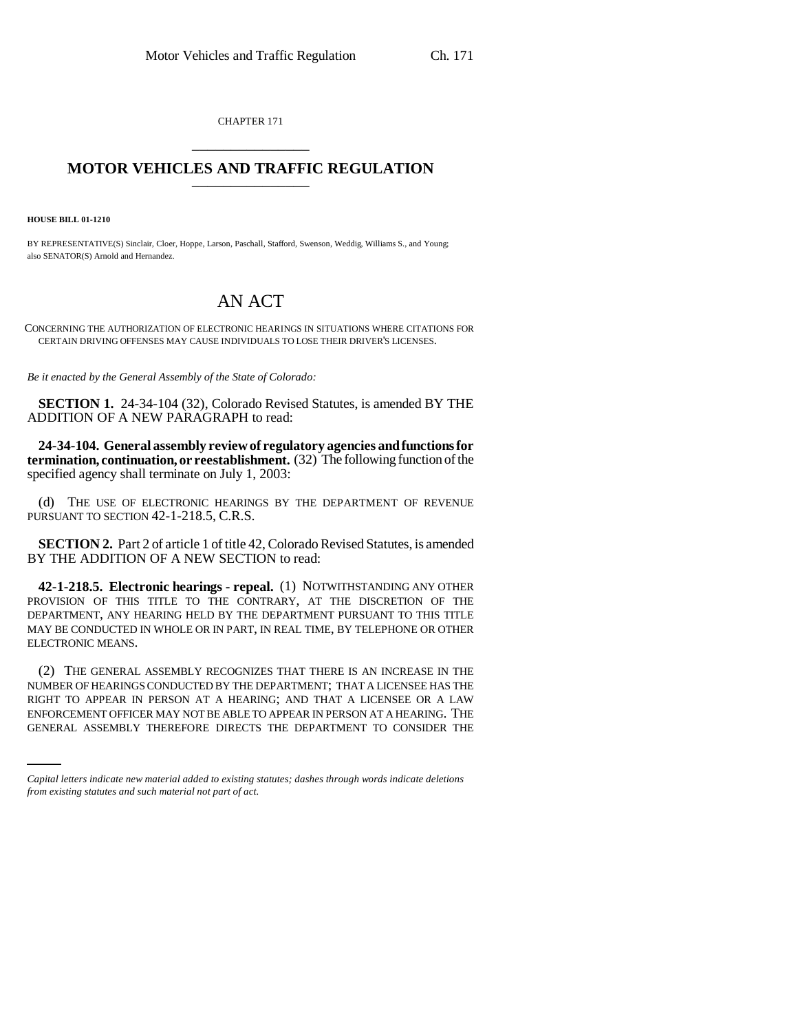CHAPTER 171

# MOTOR VEHICLES AND TRAFFIC REGULATION

**HOUSE BILL 01-1210**

BY REPRESENTATIVE(S) Sinclair, Cloer, Hoppe, Larson, Paschall, Stafford, Swenson, Weddig, Williams S., and Young; also SENATOR(S) Arnold and Hernandez.

# AN ACT

CONCERNING THE AUTHORIZATION OF ELECTRONIC HEARINGS IN SITUATIONS WHERE CITATIONS FOR CERTAIN DRIVING OFFENSES MAY CAUSE INDIVIDUALS TO LOSE THEIR DRIVER'S LICENSES.

*Be it enacted by the General Assembly of the State of Colorado:*

**SECTION 1.** 24-34-104 (32), Colorado Revised Statutes, is amended BY THE ADDITION OF A NEW PARAGRAPH to read:

**24-34-104. General assembly review of regulatory agencies and functions for termination, continuation, or reestablishment.** (32) The following function of the specified agency shall terminate on July 1, 2003:

(d) THE USE OF ELECTRONIC HEARINGS BY THE DEPARTMENT OF REVENUE PURSUANT TO SECTION 42-1-218.5, C.R.S.

**SECTION 2.** Part 2 of article 1 of title 42, Colorado Revised Statutes, is amended BY THE ADDITION OF A NEW SECTION to read:

**42-1-218.5. Electronic hearings - repeal.** (1) NOTWITHSTANDING ANY OTHER PROVISION OF THIS TITLE TO THE CONTRARY, AT THE DISCRETION OF THE DEPARTMENT, ANY HEARING HELD BY THE DEPARTMENT PURSUANT TO THIS TITLE MAY BE CONDUCTED IN WHOLE OR IN PART, IN REAL TIME, BY TELEPHONE OR OTHER ELECTRONIC MEANS.

(2) THE GENERAL ASSEMBLY RECOGNIZES THAT THERE IS AN INCREASE IN THE NUMBER OF HEARINGS CONDUCTED BY THE DEPARTMENT; THAT A LICENSEE HAS THE RIGHT TO APPEAR IN PERSON AT A HEARING; AND THAT A LICENSEE OR A LAW ENFORCEMENT OFFICER MAY NOT BE ABLE TO APPEAR IN PERSON AT A HEARING. THE GENERAL ASSEMBLY THEREFORE DIRECTS THE DEPARTMENT TO CONSIDER THE

*Capital letters indicate new material added to existing statutes; dashes through words indicate deletions from existing statutes and such material not part of act.*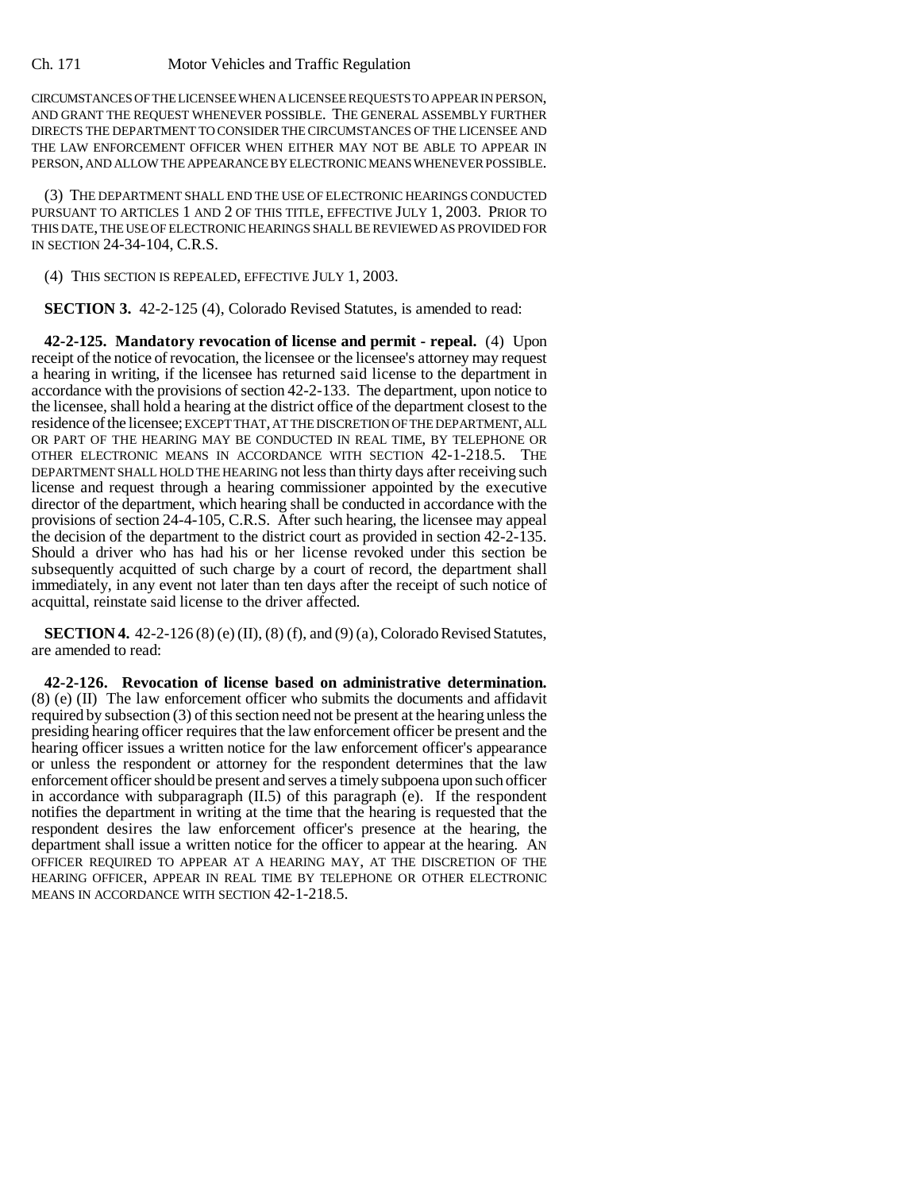CIRCUMSTANCES OF THE LICENSEE WHEN A LICENSEE REQUESTS TO APPEAR IN PERSON, AND GRANT THE REQUEST WHENEVER POSSIBLE. THE GENERAL ASSEMBLY FURTHER DIRECTS THE DEPARTMENT TO CONSIDER THE CIRCUMSTANCES OF THE LICENSEE AND THE LAW ENFORCEMENT OFFICER WHEN EITHER MAY NOT BE ABLE TO APPEAR IN PERSON, AND ALLOW THE APPEARANCE BY ELECTRONIC MEANS WHENEVER POSSIBLE.

(3) THE DEPARTMENT SHALL END THE USE OF ELECTRONIC HEARINGS CONDUCTED PURSUANT TO ARTICLES 1 AND 2 OF THIS TITLE, EFFECTIVE JULY 1, 2003. PRIOR TO THIS DATE, THE USE OF ELECTRONIC HEARINGS SHALL BE REVIEWED AS PROVIDED FOR IN SECTION 24-34-104, C.R.S.

(4) THIS SECTION IS REPEALED, EFFECTIVE JULY 1, 2003.

**SECTION 3.** 42-2-125 (4), Colorado Revised Statutes, is amended to read:

**42-2-125. Mandatory revocation of license and permit - repeal.** (4) Upon receipt of the notice of revocation, the licensee or the licensee's attorney may request a hearing in writing, if the licensee has returned said license to the department in accordance with the provisions of section 42-2-133. The department, upon notice to the licensee, shall hold a hearing at the district office of the department closest to the residence of the licensee; EXCEPT THAT, AT THE DISCRETION OF THE DEPARTMENT, ALL OR PART OF THE HEARING MAY BE CONDUCTED IN REAL TIME, BY TELEPHONE OR OTHER ELECTRONIC MEANS IN ACCORDANCE WITH SECTION 42-1-218.5. THE DEPARTMENT SHALL HOLD THE HEARING not less than thirty days after receiving such license and request through a hearing commissioner appointed by the executive director of the department, which hearing shall be conducted in accordance with the provisions of section 24-4-105, C.R.S. After such hearing, the licensee may appeal the decision of the department to the district court as provided in section 42-2-135. Should a driver who has had his or her license revoked under this section be subsequently acquitted of such charge by a court of record, the department shall immediately, in any event not later than ten days after the receipt of such notice of acquittal, reinstate said license to the driver affected.

**SECTION 4.** 42-2-126 (8) (e) (II), (8) (f), and (9) (a), Colorado Revised Statutes, are amended to read:

**42-2-126. Revocation of license based on administrative determination.** (8) (e) (II) The law enforcement officer who submits the documents and affidavit required by subsection (3) of this section need not be present at the hearing unless the presiding hearing officer requires that the law enforcement officer be present and the hearing officer issues a written notice for the law enforcement officer's appearance or unless the respondent or attorney for the respondent determines that the law enforcement officer should be present and serves a timely subpoena upon such officer in accordance with subparagraph (II.5) of this paragraph (e). If the respondent notifies the department in writing at the time that the hearing is requested that the respondent desires the law enforcement officer's presence at the hearing, the department shall issue a written notice for the officer to appear at the hearing. AN OFFICER REQUIRED TO APPEAR AT A HEARING MAY, AT THE DISCRETION OF THE HEARING OFFICER, APPEAR IN REAL TIME BY TELEPHONE OR OTHER ELECTRONIC MEANS IN ACCORDANCE WITH SECTION 42-1-218.5.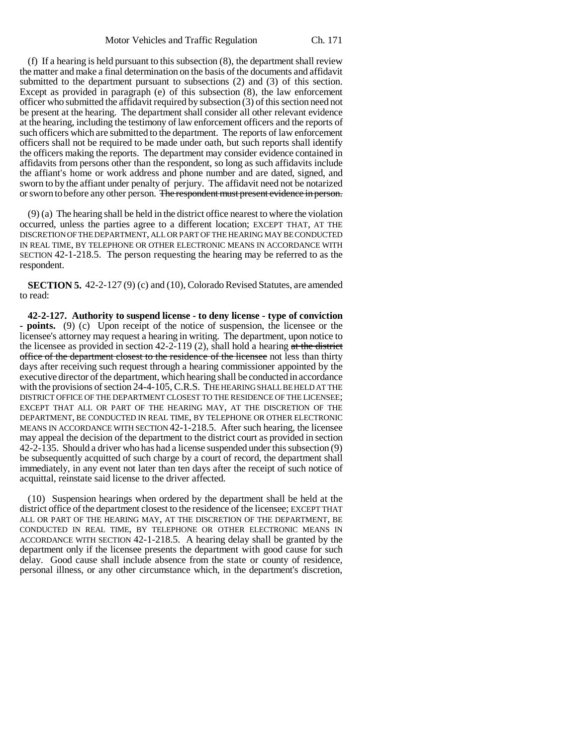(f) If a hearing is held pursuant to this subsection (8), the department shall review the matter and make a final determination on the basis of the documents and affidavit submitted to the department pursuant to subsections (2) and (3) of this section. Except as provided in paragraph (e) of this subsection (8), the law enforcement officer who submitted the affidavit required by subsection (3) of this section need not be present at the hearing. The department shall consider all other relevant evidence at the hearing, including the testimony of law enforcement officers and the reports of such officers which are submitted to the department. The reports of law enforcement officers shall not be required to be made under oath, but such reports shall identify the officers making the reports. The department may consider evidence contained in affidavits from persons other than the respondent, so long as such affidavits include the affiant's home or work address and phone number and are dated, signed, and sworn to by the affiant under penalty of perjury. The affidavit need not be notarized or sworn to before any other person. ~~The respondent must present evidence in person.~~

(9) (a) The hearing shall be held in the district office nearest to where the violation occurred, unless the parties agree to a different location; EXCEPT THAT, AT THE DISCRETION OF THE DEPARTMENT, ALL OR PART OF THE HEARING MAY BE CONDUCTED IN REAL TIME, BY TELEPHONE OR OTHER ELECTRONIC MEANS IN ACCORDANCE WITH SECTION 42-1-218.5. The person requesting the hearing may be referred to as the respondent.

**SECTION 5.** 42-2-127 (9) (c) and (10), Colorado Revised Statutes, are amended to read:

**42-2-127. Authority to suspend license - to deny license - type of conviction - points.** (9) (c) Upon receipt of the notice of suspension, the licensee or the licensee's attorney may request a hearing in writing. The department, upon notice to the licensee as provided in section 42-2-119 (2), shall hold a hearing ~~at the district office of the department closest to the residence of the licensee~~ not less than thirty days after receiving such request through a hearing commissioner appointed by the executive director of the department, which hearing shall be conducted in accordance with the provisions of section 24-4-105, C.R.S. THE HEARING SHALL BE HELD AT THE DISTRICT OFFICE OF THE DEPARTMENT CLOSEST TO THE RESIDENCE OF THE LICENSEE; EXCEPT THAT ALL OR PART OF THE HEARING MAY, AT THE DISCRETION OF THE DEPARTMENT, BE CONDUCTED IN REAL TIME, BY TELEPHONE OR OTHER ELECTRONIC MEANS IN ACCORDANCE WITH SECTION 42-1-218.5. After such hearing, the licensee may appeal the decision of the department to the district court as provided in section 42-2-135. Should a driver who has had a license suspended under this subsection (9) be subsequently acquitted of such charge by a court of record, the department shall immediately, in any event not later than ten days after the receipt of such notice of acquittal, reinstate said license to the driver affected.

(10) Suspension hearings when ordered by the department shall be held at the district office of the department closest to the residence of the licensee; EXCEPT THAT ALL OR PART OF THE HEARING MAY, AT THE DISCRETION OF THE DEPARTMENT, BE CONDUCTED IN REAL TIME, BY TELEPHONE OR OTHER ELECTRONIC MEANS IN ACCORDANCE WITH SECTION 42-1-218.5. A hearing delay shall be granted by the department only if the licensee presents the department with good cause for such delay. Good cause shall include absence from the state or county of residence, personal illness, or any other circumstance which, in the department's discretion,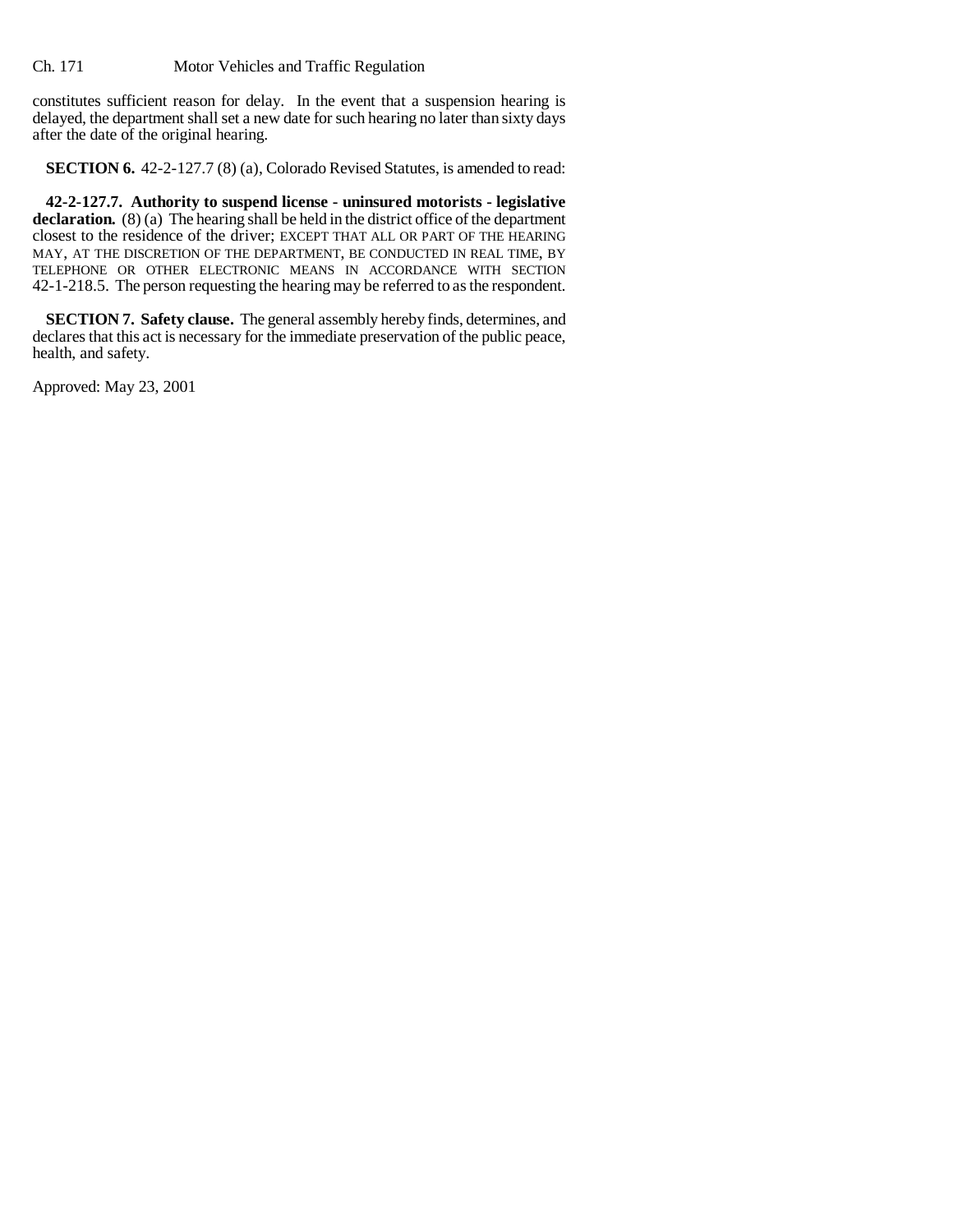constitutes sufficient reason for delay. In the event that a suspension hearing is delayed, the department shall set a new date for such hearing no later than sixty days after the date of the original hearing.

**SECTION 6.** 42-2-127.7 (8) (a), Colorado Revised Statutes, is amended to read:

**42-2-127.7. Authority to suspend license - uninsured motorists - legislative declaration.** (8) (a) The hearing shall be held in the district office of the department closest to the residence of the driver; EXCEPT THAT ALL OR PART OF THE HEARING MAY, AT THE DISCRETION OF THE DEPARTMENT, BE CONDUCTED IN REAL TIME, BY TELEPHONE OR OTHER ELECTRONIC MEANS IN ACCORDANCE WITH SECTION 42-1-218.5. The person requesting the hearing may be referred to as the respondent.

**SECTION 7. Safety clause.** The general assembly hereby finds, determines, and declares that this act is necessary for the immediate preservation of the public peace, health, and safety.

Approved: May 23, 2001